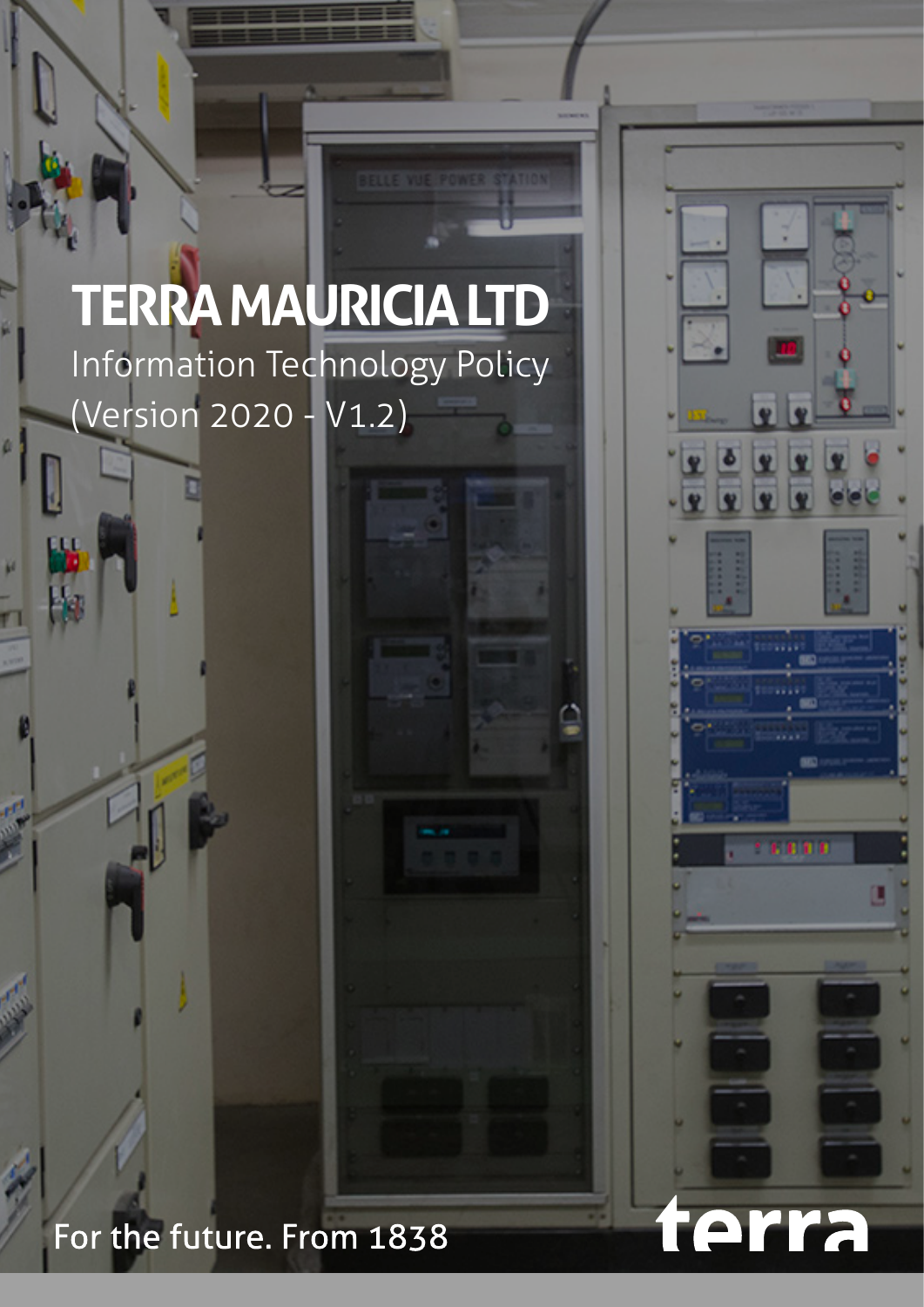# TERRA MAURICIA LTD

Information Technology Policy
(Version 2020 - V1.2)

For the future. From 1838

terra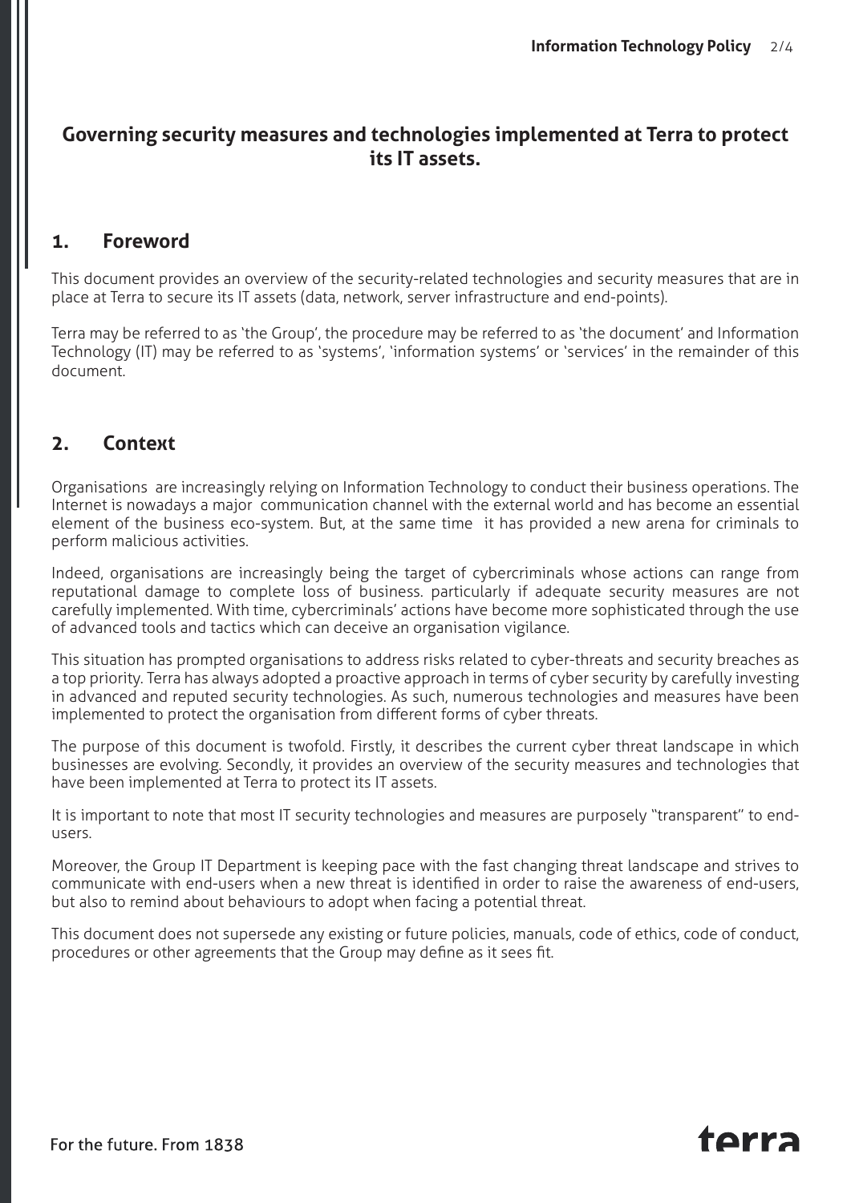## Governing security measures and technologies implemented at Terra to protect its IT assets.

## 1. Foreword

This document provides an overview of the security-related technologies and security measures that are in place at Terra to secure its IT assets (data, network, server infrastructure and end-points).

Terra may be referred to as 'the Group', the procedure may be referred to as 'the document' and Information Technology (IT) may be referred to as 'systems', 'information systems' or 'services' in the remainder of this document.

## 2. Context

Organisations are increasingly relying on Information Technology to conduct their business operations. The Internet is nowadays a major communication channel with the external world and has become an essential element of the business eco-system. But, at the same time it has provided a new arena for criminals to perform malicious activities.

Indeed, organisations are increasingly being the target of cybercriminals whose actions can range from reputational damage to complete loss of business. particularly if adequate security measures are not carefully implemented. With time, cybercriminals' actions have become more sophisticated through the use of advanced tools and tactics which can deceive an organisation vigilance.

This situation has prompted organisations to address risks related to cyber-threats and security breaches as a top priority. Terra has always adopted a proactive approach in terms of cyber security by carefully investing in advanced and reputed security technologies. As such, numerous technologies and measures have been implemented to protect the organisation from different forms of cyber threats.

The purpose of this document is twofold. Firstly, it describes the current cyber threat landscape in which businesses are evolving. Secondly, it provides an overview of the security measures and technologies that have been implemented at Terra to protect its IT assets.

It is important to note that most IT security technologies and measures are purposely "transparent" to end-users.

Moreover, the Group IT Department is keeping pace with the fast changing threat landscape and strives to communicate with end-users when a new threat is identified in order to raise the awareness of end-users, but also to remind about behaviours to adopt when facing a potential threat.

This document does not supersede any existing or future policies, manuals, code of ethics, code of conduct, procedures or other agreements that the Group may define as it sees fit.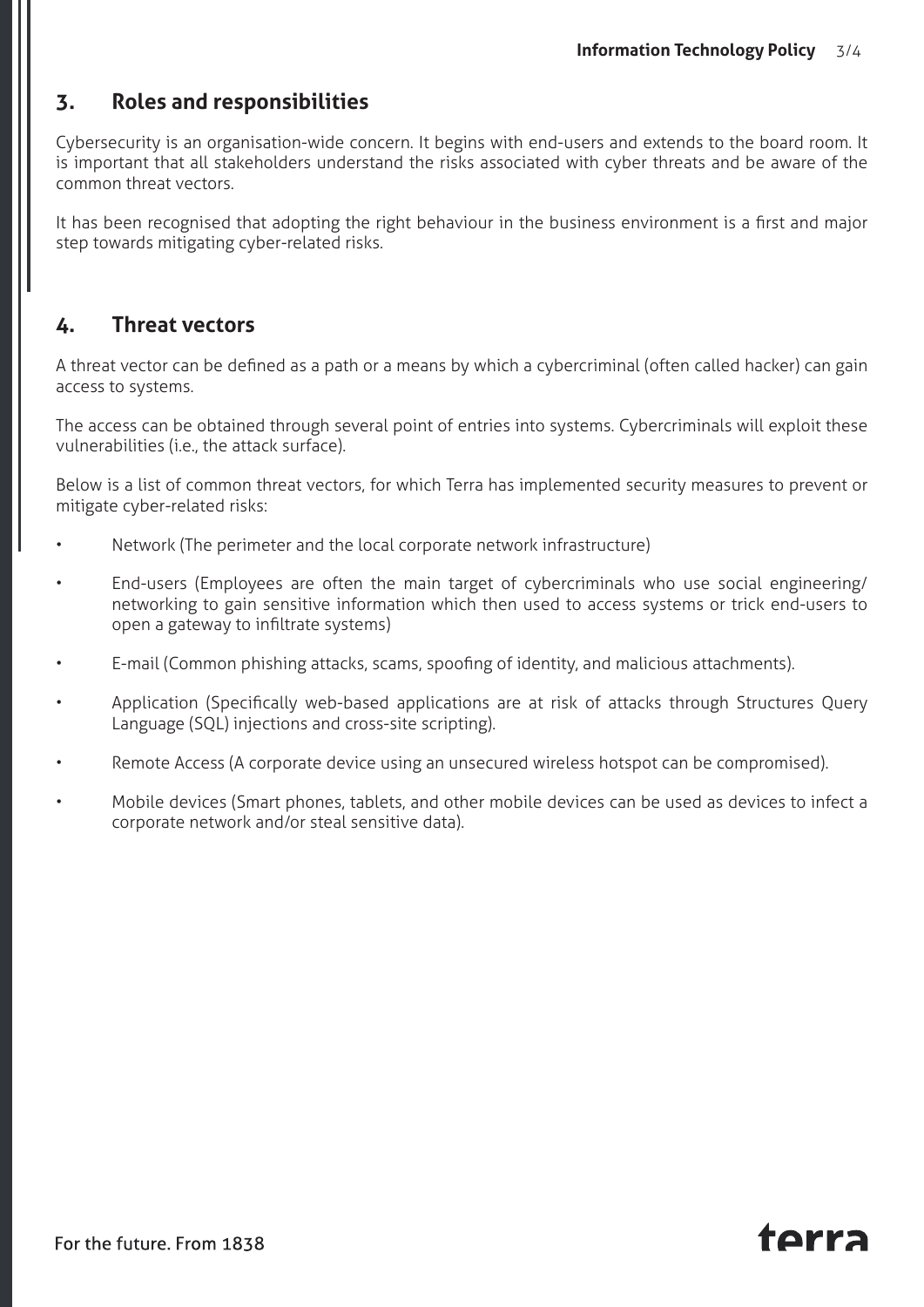## 3. Roles and responsibilities

Cybersecurity is an organisation-wide concern. It begins with end-users and extends to the board room. It is important that all stakeholders understand the risks associated with cyber threats and be aware of the common threat vectors.

It has been recognised that adopting the right behaviour in the business environment is a first and major step towards mitigating cyber-related risks.

## 4. Threat vectors

A threat vector can be defined as a path or a means by which a cybercriminal (often called hacker) can gain access to systems.

The access can be obtained through several point of entries into systems. Cybercriminals will exploit these vulnerabilities (i.e., the attack surface).

Below is a list of common threat vectors, for which Terra has implemented security measures to prevent or mitigate cyber-related risks:

- Network (The perimeter and the local corporate network infrastructure)
- End-users (Employees are often the main target of cybercriminals who use social engineering/ networking to gain sensitive information which then used to access systems or trick end-users to open a gateway to infiltrate systems)
- E-mail (Common phishing attacks, scams, spoofing of identity, and malicious attachments).
- Application (Specifically web-based applications are at risk of attacks through Structures Query Language (SQL) injections and cross-site scripting).
- Remote Access (A corporate device using an unsecured wireless hotspot can be compromised).
- Mobile devices (Smart phones, tablets, and other mobile devices can be used as devices to infect a corporate network and/or steal sensitive data).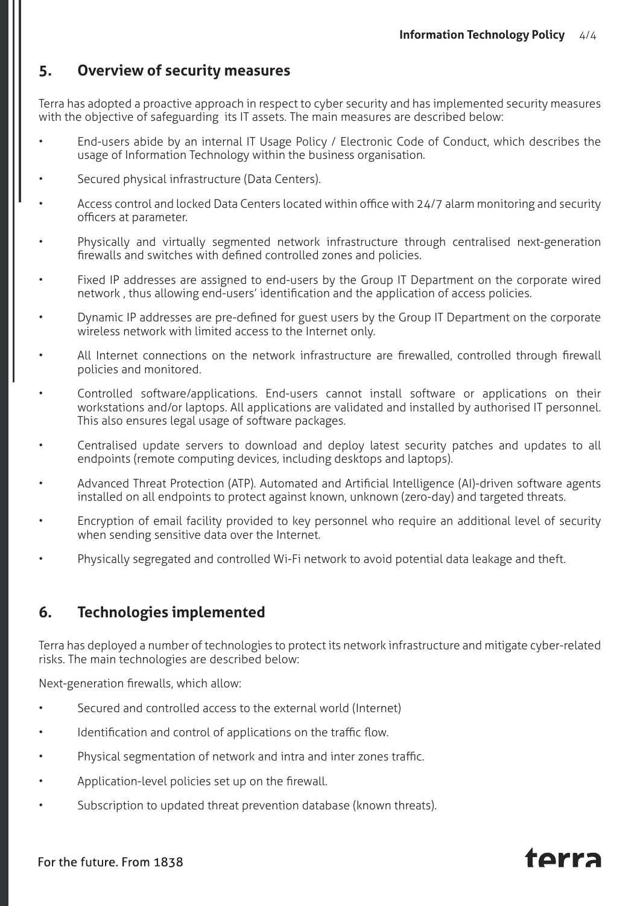## 5. Overview of security measures

Terra has adopted a proactive approach in respect to cyber security and has implemented security measures with the objective of safeguarding its IT assets. The main measures are described below:

- End-users abide by an internal IT Usage Policy / Electronic Code of Conduct, which describes the usage of Information Technology within the business organisation.
- Secured physical infrastructure (Data Centers).
- Access control and locked Data Centers located within office with 24/7 alarm monitoring and security officers at parameter.
- Physically and virtually segmented network infrastructure through centralised next-generation firewalls and switches with defined controlled zones and policies.
- Fixed IP addresses are assigned to end-users by the Group IT Department on the corporate wired network , thus allowing end-users' identification and the application of access policies.
- Dynamic IP addresses are pre-defined for guest users by the Group IT Department on the corporate wireless network with limited access to the Internet only.
- All Internet connections on the network infrastructure are firewalled, controlled through firewall policies and monitored.
- Controlled software/applications. End-users cannot install software or applications on their workstations and/or laptops. All applications are validated and installed by authorised IT personnel. This also ensures legal usage of software packages.
- Centralised update servers to download and deploy latest security patches and updates to all endpoints (remote computing devices, including desktops and laptops).
- Advanced Threat Protection (ATP). Automated and Artificial Intelligence (AI)-driven software agents installed on all endpoints to protect against known, unknown (zero-day) and targeted threats.
- Encryption of email facility provided to key personnel who require an additional level of security when sending sensitive data over the Internet.
- Physically segregated and controlled Wi-Fi network to avoid potential data leakage and theft.

## 6. Technologies implemented

Terra has deployed a number of technologies to protect its network infrastructure and mitigate cyber-related risks. The main technologies are described below:

Next-generation firewalls, which allow:

- Secured and controlled access to the external world (Internet)
- Identification and control of applications on the traffic flow.
- Physical segmentation of network and intra and inter zones traffic.
- Application-level policies set up on the firewall.
- Subscription to updated threat prevention database (known threats).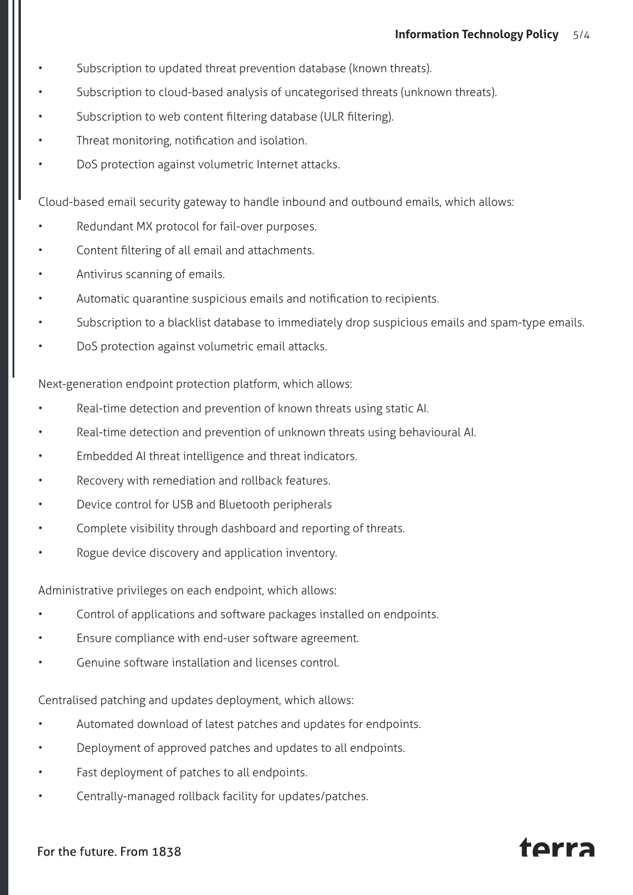- Subscription to updated threat prevention database (known threats).
- Subscription to cloud-based analysis of uncategorised threats (unknown threats).
- Subscription to web content filtering database (ULR filtering).
- Threat monitoring, notification and isolation.
- DoS protection against volumetric Internet attacks.

Cloud-based email security gateway to handle inbound and outbound emails, which allows:

- Redundant MX protocol for fail-over purposes.
- Content filtering of all email and attachments.
- Antivirus scanning of emails.
- Automatic quarantine suspicious emails and notification to recipients.
- Subscription to a blacklist database to immediately drop suspicious emails and spam-type emails.
- DoS protection against volumetric email attacks.

Next-generation endpoint protection platform, which allows:

- Real-time detection and prevention of known threats using static AI.
- Real-time detection and prevention of unknown threats using behavioural AI.
- Embedded AI threat intelligence and threat indicators.
- Recovery with remediation and rollback features.
- Device control for USB and Bluetooth peripherals
- Complete visibility through dashboard and reporting of threats.
- Rogue device discovery and application inventory.

Administrative privileges on each endpoint, which allows:

- Control of applications and software packages installed on endpoints.
- Ensure compliance with end-user software agreement.
- Genuine software installation and licenses control.

Centralised patching and updates deployment, which allows:

- Automated download of latest patches and updates for endpoints.
- Deployment of approved patches and updates to all endpoints.
- Fast deployment of patches to all endpoints.
- Centrally-managed rollback facility for updates/patches.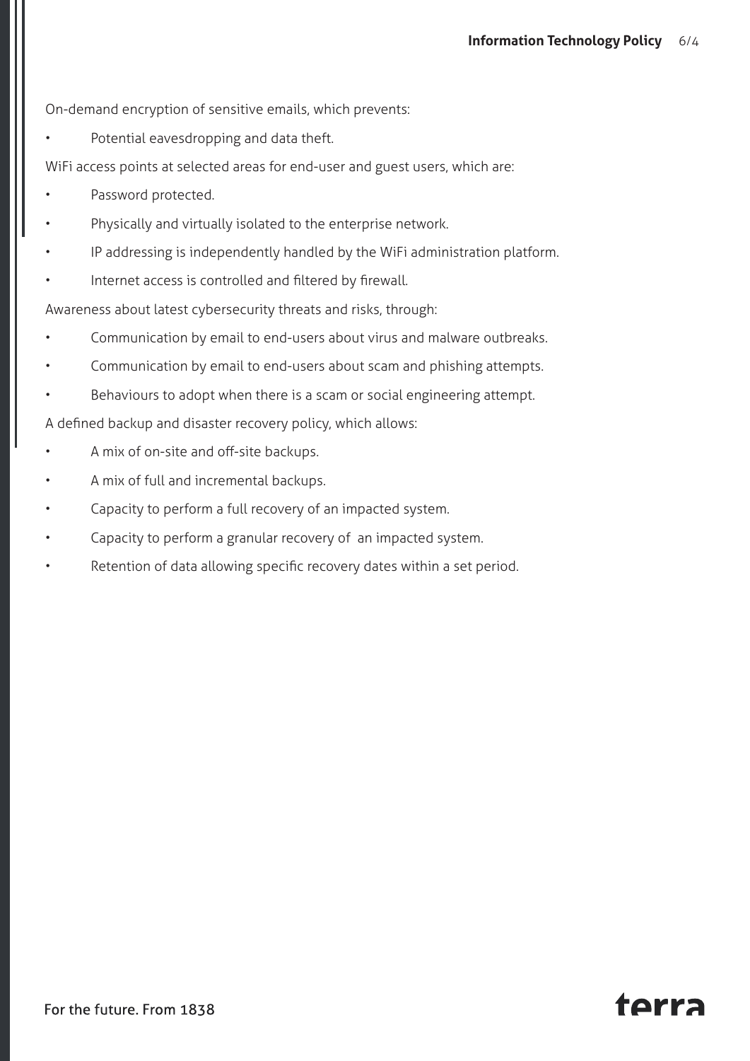On-demand encryption of sensitive emails, which prevents:

- Potential eavesdropping and data theft.

WiFi access points at selected areas for end-user and guest users, which are:

- Password protected.
- Physically and virtually isolated to the enterprise network.
- IP addressing is independently handled by the WiFi administration platform.
- Internet access is controlled and filtered by firewall.

Awareness about latest cybersecurity threats and risks, through:

- Communication by email to end-users about virus and malware outbreaks.
- Communication by email to end-users about scam and phishing attempts.
- Behaviours to adopt when there is a scam or social engineering attempt.

A defined backup and disaster recovery policy, which allows:

- A mix of on-site and off-site backups.
- A mix of full and incremental backups.
- Capacity to perform a full recovery of an impacted system.
- Capacity to perform a granular recovery of  an impacted system.
- Retention of data allowing specific recovery dates within a set period.